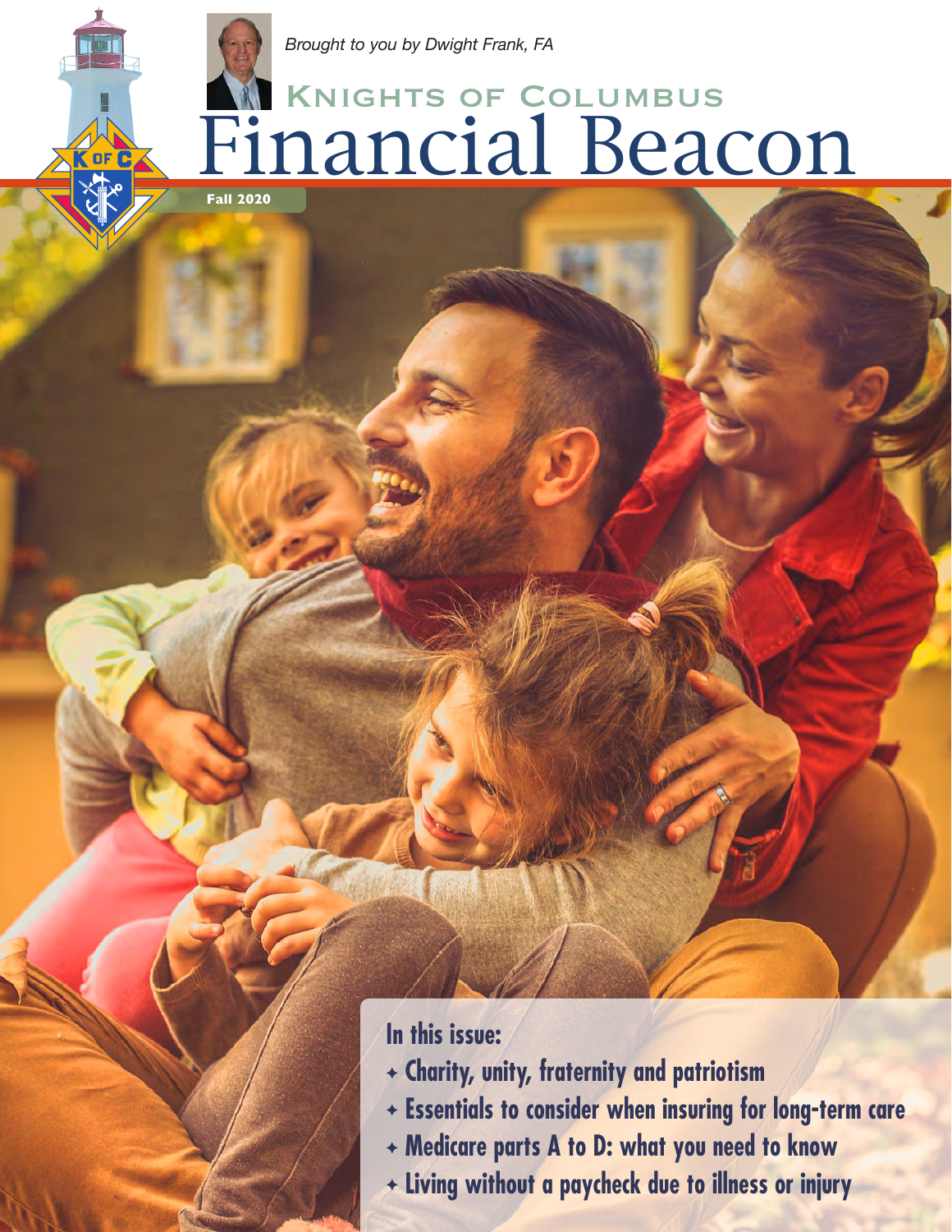*Brought to you by Dwight Frank, FA*

# Knights of Columbus Financial Beacon

**Fall 2020**

## In this issue:

- Charity, unity, fraternity and patriotism
- Essentials to consider when insuring for long-term care
- Medicare parts A to D: what you need to know
- Living without a paycheck due to illness or injury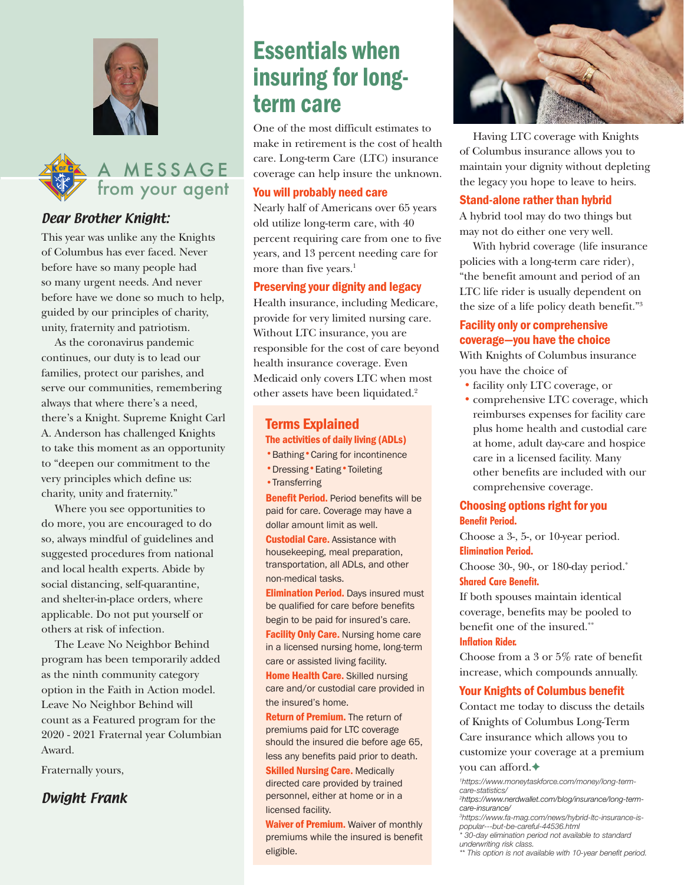## A MESSAGE from your agent

### *Dear Brother Knight:*

This year was unlike any the Knights of Columbus has ever faced. Never before have so many people had so many urgent needs. And never before have we done so much to help, guided by our principles of charity, unity, fraternity and patriotism.

As the coronavirus pandemic continues, our duty is to lead our families, protect our parishes, and serve our communities, remembering always that where there's a need, there's a Knight. Supreme Knight Carl A. Anderson has challenged Knights to take this moment as an opportunity to "deepen our commitment to the very principles which define us: charity, unity and fraternity."

Where you see opportunities to do more, you are encouraged to do so, always mindful of guidelines and suggested procedures from national and local health experts. Abide by social distancing, self-quarantine, and shelter-in-place orders, where applicable. Do not put yourself or others at risk of infection.

The Leave No Neighbor Behind program has been temporarily added as the ninth community category option in the Faith in Action model. Leave No Neighbor Behind will count as a Featured program for the 2020 - 2021 Fraternal year Columbian Award.

Fraternally yours,

*Dwight Frank*

# Essentials when insuring for long-term care

One of the most difficult estimates to make in retirement is the cost of health care. Long-term Care (LTC) insurance coverage can help insure the unknown.

### You will probably need care

Nearly half of Americans over 65 years old utilize long-term care, with 40 percent requiring care from one to five years, and 13 percent needing care for more than five years.[1]

### Preserving your dignity and legacy

Health insurance, including Medicare, provide for very limited nursing care. Without LTC insurance, you are responsible for the cost of care beyond health insurance coverage. Even Medicaid only covers LTC when most other assets have been liquidated.[2]

## Terms Explained

**The activities of daily living (ADLs)**

- Bathing
- Caring for incontinence
- Dressing
- Eating
- Toileting
- Transferring

**Benefit Period.** Period benefits will be paid for care. Coverage may have a dollar amount limit as well.

**Custodial Care.** Assistance with housekeeping, meal preparation, transportation, all ADLs, and other non-medical tasks.

**Elimination Period.** Days insured must be qualified for care before benefits begin to be paid for insured's care.

**Facility Only Care.** Nursing home care in a licensed nursing home, long-term care or assisted living facility.

**Home Health Care.** Skilled nursing care and/or custodial care provided in the insured's home.

**Return of Premium.** The return of premiums paid for LTC coverage should the insured die before age 65, less any benefits paid prior to death.

**Skilled Nursing Care.** Medically directed care provided by trained personnel, either at home or in a licensed facility.

**Waiver of Premium.** Waiver of monthly premiums while the insured is benefit eligible.

Having LTC coverage with Knights of Columbus insurance allows you to maintain your dignity without depleting the legacy you hope to leave to heirs.

### Stand-alone rather than hybrid

A hybrid tool may do two things but may not do either one very well.

With hybrid coverage (life insurance policies with a long-term care rider), "the benefit amount and period of an LTC life rider is usually dependent on the size of a life policy death benefit."[3]

### Facility only or comprehensive coverage—you have the choice

With Knights of Columbus insurance you have the choice of

- facility only LTC coverage, or
- comprehensive LTC coverage, which reimburses expenses for facility care plus home health and custodial care at home, adult day-care and hospice care in a licensed facility. Many other benefits are included with our comprehensive coverage.

### Choosing options right for you

**Benefit Period.**

Choose a 3-, 5-, or 10-year period.

**Elimination Period.**

Choose 30-, 90-, or 180-day period.*

**Shared Care Benefit.**

If both spouses maintain identical coverage, benefits may be pooled to benefit one of the insured.**

**Inflation Rider.**

Choose from a 3 or 5% rate of benefit increase, which compounds annually.

### Your Knights of Columbus benefit

Contact me today to discuss the details of Knights of Columbus Long-Term Care insurance which allows you to customize your coverage at a premium you can afford.✦

*[1] https://www.moneytaskforce.com/money/long-term-care-statistics/*

*[2] https://www.nerdwallet.com/blog/insurance/long-term-care-insurance/*

*[3] https://www.fa-mag.com/news/hybrid-ltc-insurance-is-popular---but-be-careful-44536.html*

** 30-day elimination period not available to standard underwriting risk class.*

*** This option is not available with 10-year benefit period.*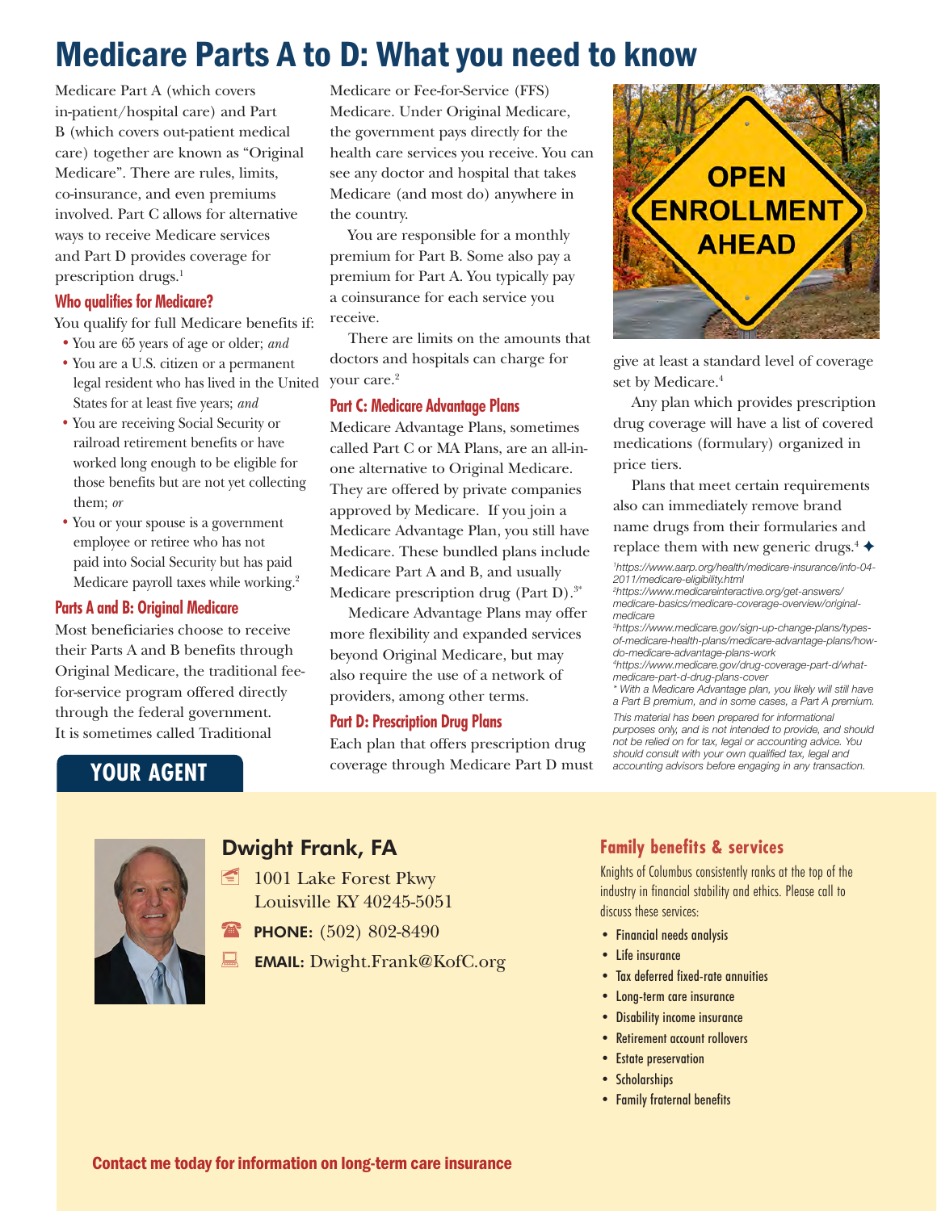# Medicare Parts A to D: What you need to know

Medicare Part A (which covers in-patient/hospital care) and Part B (which covers out-patient medical care) together are known as "Original Medicare". There are rules, limits, co-insurance, and even premiums involved. Part C allows for alternative ways to receive Medicare services and Part D provides coverage for prescription drugs.[1]

### Who qualifies for Medicare?

You qualify for full Medicare benefits if:

- You are 65 years of age or older; *and*
- You are a U.S. citizen or a permanent legal resident who has lived in the United States for at least five years; *and*
- You are receiving Social Security or railroad retirement benefits or have worked long enough to be eligible for those benefits but are not yet collecting them; *or*
- You or your spouse is a government employee or retiree who has not paid into Social Security but has paid Medicare payroll taxes while working.[2]

### Parts A and B: Original Medicare

Most beneficiaries choose to receive their Parts A and B benefits through Original Medicare, the traditional fee-for-service program offered directly through the federal government. It is sometimes called Traditional Medicare or Fee-for-Service (FFS) Medicare. Under Original Medicare, the government pays directly for the health care services you receive. You can see any doctor and hospital that takes Medicare (and most do) anywhere in the country.

You are responsible for a monthly premium for Part B. Some also pay a premium for Part A. You typically pay a coinsurance for each service you receive.

There are limits on the amounts that doctors and hospitals can charge for your care.[2]

### Part C: Medicare Advantage Plans

Medicare Advantage Plans, sometimes called Part C or MA Plans, are an all-in-one alternative to Original Medicare. They are offered by private companies approved by Medicare. If you join a Medicare Advantage Plan, you still have Medicare. These bundled plans include Medicare Part A and B, and usually Medicare prescription drug (Part D).[3*]

Medicare Advantage Plans may offer more flexibility and expanded services beyond Original Medicare, but may also require the use of a network of providers, among other terms.

### Part D: Prescription Drug Plans

Each plan that offers prescription drug coverage through Medicare Part D must give at least a standard level of coverage set by Medicare.[4]

Any plan which provides prescription drug coverage will have a list of covered medications (formulary) organized in price tiers.

Plans that meet certain requirements also can immediately remove brand name drugs from their formularies and replace them with new generic drugs.[4] ✦

*[1]https://www.aarp.org/health/medicare-insurance/info-04-2011/medicare-eligibility.html*
*[2]https://www.medicareinteractive.org/get-answers/medicare-basics/medicare-coverage-overview/original-medicare*
*[3]https://www.medicare.gov/sign-up-change-plans/types-of-medicare-health-plans/medicare-advantage-plans/how-do-medicare-advantage-plans-work*
*[4]https://www.medicare.gov/drug-coverage-part-d/what-medicare-part-d-drug-plans-cover*
*\* With a Medicare Advantage plan, you likely will still have a Part B premium, and in some cases, a Part A premium.*

*This material has been prepared for informational purposes only, and is not intended to provide, and should not be relied on for tax, legal or accounting advice. You should consult with your own qualified tax, legal and accounting advisors before engaging in any transaction.*

## YOUR AGENT

### Dwight Frank, FA

1001 Lake Forest Pkwy
Louisville KY 40245-5051

**PHONE:** (502) 802-8490

**EMAIL:** Dwight.Frank@KofC.org

### Family benefits & services

Knights of Columbus consistently ranks at the top of the industry in financial stability and ethics. Please call to discuss these services:

- Financial needs analysis
- Life insurance
- Tax deferred fixed-rate annuities
- Long-term care insurance
- Disability income insurance
- Retirement account rollovers
- Estate preservation
- Scholarships
- Family fraternal benefits

**Contact me today for information on long-term care insurance**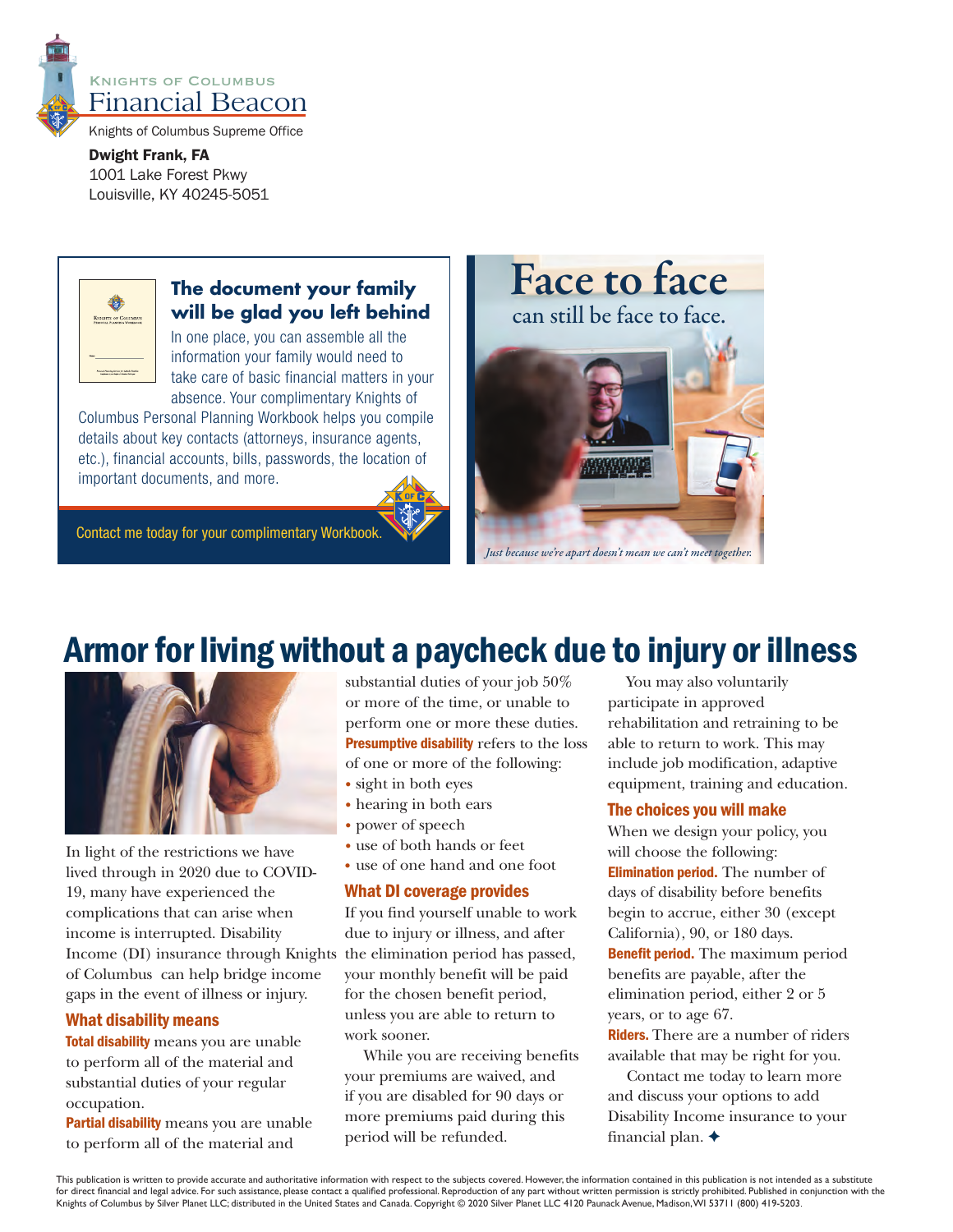Knights of Columbus

Financial Beacon

Knights of Columbus Supreme Office

**Dwight Frank, FA**
1001 Lake Forest Pkwy
Louisville, KY 40245-5051

## The document your family will be glad you left behind

In one place, you can assemble all the information your family would need to take care of basic financial matters in your absence. Your complimentary Knights of Columbus Personal Planning Workbook helps you compile details about key contacts (attorneys, insurance agents, etc.), financial accounts, bills, passwords, the location of important documents, and more.

Contact me today for your complimentary Workbook.

## Face to face can still be face to face.

*Just because we're apart doesn't mean we can't meet together.*

# Armor for living without a paycheck due to injury or illness

In light of the restrictions we have lived through in 2020 due to COVID-19, many have experienced the complications that can arise when income is interrupted. Disability Income (DI) insurance through Knights of Columbus can help bridge income gaps in the event of illness or injury.

### What disability means

**Total disability** means you are unable to perform all of the material and substantial duties of your regular occupation.

**Partial disability** means you are unable to perform all of the material and substantial duties of your job 50% or more of the time, or unable to perform one or more these duties.

**Presumptive disability** refers to the loss of one or more of the following:

- sight in both eyes
- hearing in both ears
- power of speech
- use of both hands or feet
- use of one hand and one foot

### What DI coverage provides

If you find yourself unable to work due to injury or illness, and after the elimination period has passed, your monthly benefit will be paid for the chosen benefit period, unless you are able to return to work sooner.

While you are receiving benefits your premiums are waived, and if you are disabled for 90 days or more premiums paid during this period will be refunded.

You may also voluntarily participate in approved rehabilitation and retraining to be able to return to work. This may include job modification, adaptive equipment, training and education.

### The choices you will make

When we design your policy, you will choose the following:

**Elimination period.** The number of days of disability before benefits begin to accrue, either 30 (except California), 90, or 180 days.

**Benefit period.** The maximum period benefits are payable, after the elimination period, either 2 or 5 years, or to age 67.

**Riders.** There are a number of riders available that may be right for you.

Contact me today to learn more and discuss your options to add Disability Income insurance to your financial plan. ✦

This publication is written to provide accurate and authoritative information with respect to the subjects covered. However, the information contained in this publication is not intended as a substitute for direct financial and legal advice. For such assistance, please contact a qualified professional. Reproduction of any part without written permission is strictly prohibited. Published in conjunction with the Knights of Columbus by Silver Planet LLC; distributed in the United States and Canada. Copyright © 2020 Silver Planet LLC 4120 Paunack Avenue, Madison, WI 53711 (800) 419-5203.